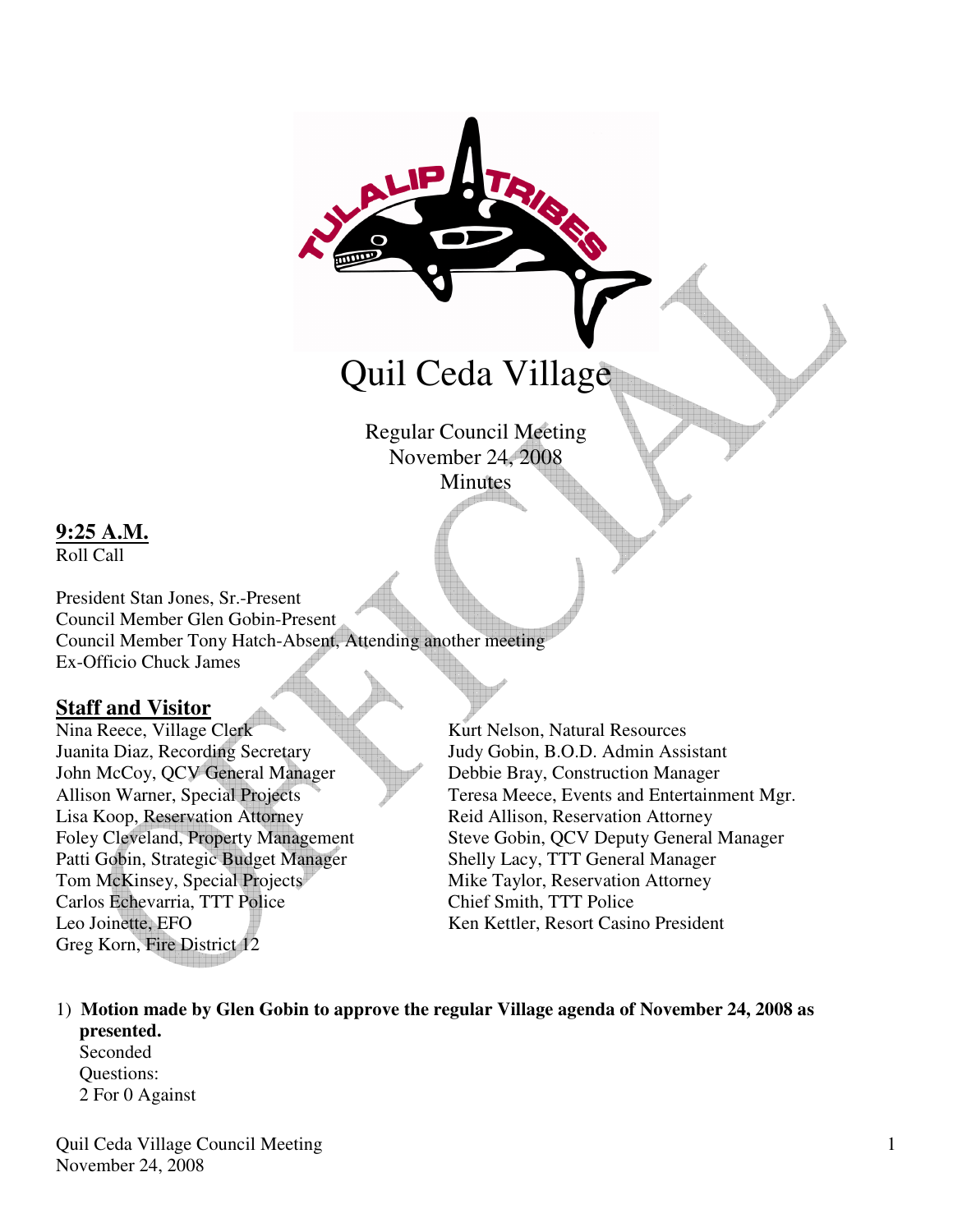# Quil Ceda Village

Regular Council Meeting
November 24, 2008
Minutes

**9:25 A.M.**
Roll Call

President Stan Jones, Sr.-Present
Council Member Glen Gobin-Present
Council Member Tony Hatch-Absent, Attending another meeting
Ex-Officio Chuck James

## Staff and Visitor

Nina Reece, Village Clerk
Juanita Diaz, Recording Secretary
John McCoy, QCV General Manager
Allison Warner, Special Projects
Lisa Koop, Reservation Attorney
Foley Cleveland, Property Management
Patti Gobin, Strategic Budget Manager
Tom McKinsey, Special Projects
Carlos Echevarria, TTT Police
Leo Joinette, EFO
Greg Korn, Fire District 12
Kurt Nelson, Natural Resources
Judy Gobin, B.O.D. Admin Assistant
Debbie Bray, Construction Manager
Teresa Meece, Events and Entertainment Mgr.
Reid Allison, Reservation Attorney
Steve Gobin, QCV Deputy General Manager
Shelly Lacy, TTT General Manager
Mike Taylor, Reservation Attorney
Chief Smith, TTT Police
Ken Kettler, Resort Casino President

1) **Motion made by Glen Gobin to approve the regular Village agenda of November 24, 2008 as presented.**
   Seconded
   Questions:
   2 For 0 Against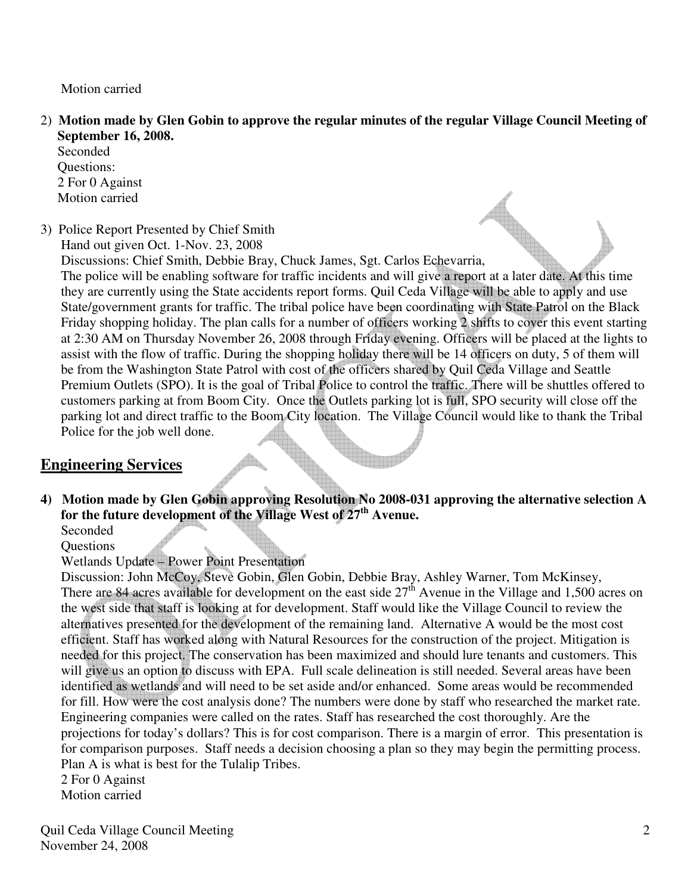Motion carried

2) **Motion made by Glen Gobin to approve the regular minutes of the regular Village Council Meeting of September 16, 2008.**
   Seconded
   Questions:
   2 For 0 Against
   Motion carried

3) Police Report Presented by Chief Smith
   Hand out given Oct. 1-Nov. 23, 2008
   Discussions: Chief Smith, Debbie Bray, Chuck James, Sgt. Carlos Echevarria,
   The police will be enabling software for traffic incidents and will give a report at a later date. At this time they are currently using the State accidents report forms. Quil Ceda Village will be able to apply and use State/government grants for traffic. The tribal police have been coordinating with State Patrol on the Black Friday shopping holiday. The plan calls for a number of officers working 2 shifts to cover this event starting at 2:30 AM on Thursday November 26, 2008 through Friday evening. Officers will be placed at the lights to assist with the flow of traffic. During the shopping holiday there will be 14 officers on duty, 5 of them will be from the Washington State Patrol with cost of the officers shared by Quil Ceda Village and Seattle Premium Outlets (SPO). It is the goal of Tribal Police to control the traffic. There will be shuttles offered to customers parking at from Boom City. Once the Outlets parking lot is full, SPO security will close off the parking lot and direct traffic to the Boom City location. The Village Council would like to thank the Tribal Police for the job well done.

## Engineering Services

4) **Motion made by Glen Gobin approving Resolution No 2008-031 approving the alternative selection A for the future development of the Village West of 27th Avenue.**
   Seconded
   Questions
   Wetlands Update – Power Point Presentation
   Discussion: John McCoy, Steve Gobin, Glen Gobin, Debbie Bray, Ashley Warner, Tom McKinsey,
   There are 84 acres available for development on the east side 27th Avenue in the Village and 1,500 acres on the west side that staff is looking at for development. Staff would like the Village Council to review the alternatives presented for the development of the remaining land. Alternative A would be the most cost efficient. Staff has worked along with Natural Resources for the construction of the project. Mitigation is needed for this project. The conservation has been maximized and should lure tenants and customers. This will give us an option to discuss with EPA. Full scale delineation is still needed. Several areas have been identified as wetlands and will need to be set aside and/or enhanced. Some areas would be recommended for fill. How were the cost analysis done? The numbers were done by staff who researched the market rate. Engineering companies were called on the rates. Staff has researched the cost thoroughly. Are the projections for today's dollars? This is for cost comparison. There is a margin of error. This presentation is for comparison purposes. Staff needs a decision choosing a plan so they may begin the permitting process. Plan A is what is best for the Tulalip Tribes.
   2 For 0 Against
   Motion carried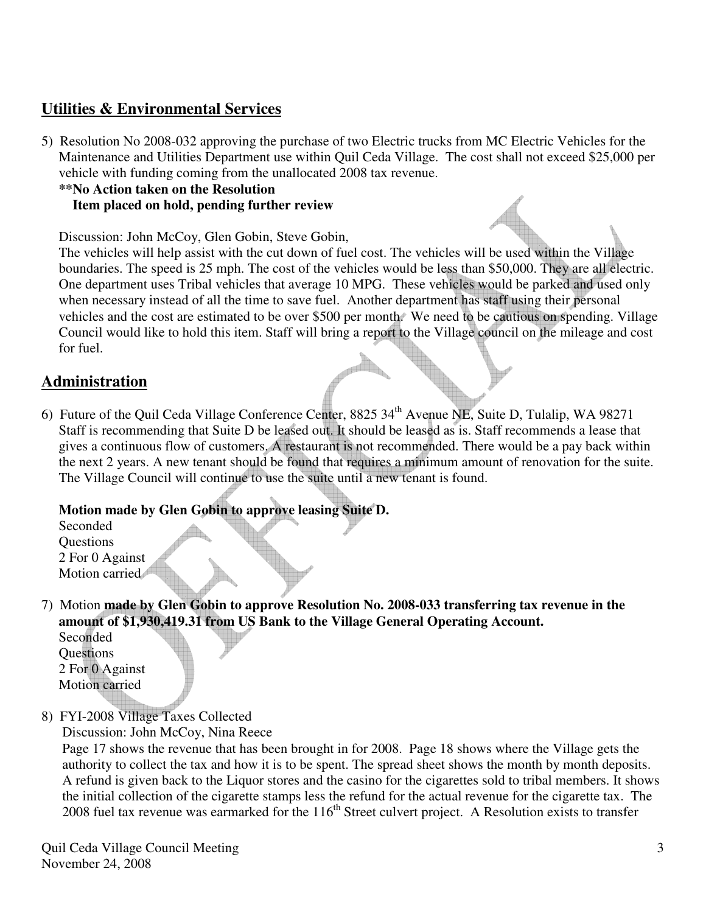## Utilities & Environmental Services

5) Resolution No 2008-032 approving the purchase of two Electric trucks from MC Electric Vehicles for the Maintenance and Utilities Department use within Quil Ceda Village. The cost shall not exceed $25,000 per vehicle with funding coming from the unallocated 2008 tax revenue.
**\*\*No Action taken on the Resolution**
**Item placed on hold, pending further review**

Discussion: John McCoy, Glen Gobin, Steve Gobin,
The vehicles will help assist with the cut down of fuel cost. The vehicles will be used within the Village boundaries. The speed is 25 mph. The cost of the vehicles would be less than $50,000. They are all electric. One department uses Tribal vehicles that average 10 MPG. These vehicles would be parked and used only when necessary instead of all the time to save fuel. Another department has staff using their personal vehicles and the cost are estimated to be over $500 per month. We need to be cautious on spending. Village Council would like to hold this item. Staff will bring a report to the Village council on the mileage and cost for fuel.

## Administration

6) Future of the Quil Ceda Village Conference Center, 8825 34th Avenue NE, Suite D, Tulalip, WA 98271
Staff is recommending that Suite D be leased out. It should be leased as is. Staff recommends a lease that gives a continuous flow of customers. A restaurant is not recommended. There would be a pay back within the next 2 years. A new tenant should be found that requires a minimum amount of renovation for the suite. The Village Council will continue to use the suite until a new tenant is found.

**Motion made by Glen Gobin to approve leasing Suite D.**
Seconded
Questions
2 For 0 Against
Motion carried

7) Motion **made by Glen Gobin to approve Resolution No. 2008-033 transferring tax revenue in the amount of $1,930,419.31 from US Bank to the Village General Operating Account.**
Seconded
Questions
2 For 0 Against
Motion carried

8) FYI-2008 Village Taxes Collected
Discussion: John McCoy, Nina Reece
Page 17 shows the revenue that has been brought in for 2008. Page 18 shows where the Village gets the authority to collect the tax and how it is to be spent. The spread sheet shows the month by month deposits. A refund is given back to the Liquor stores and the casino for the cigarettes sold to tribal members. It shows the initial collection of the cigarette stamps less the refund for the actual revenue for the cigarette tax. The 2008 fuel tax revenue was earmarked for the 116th Street culvert project. A Resolution exists to transfer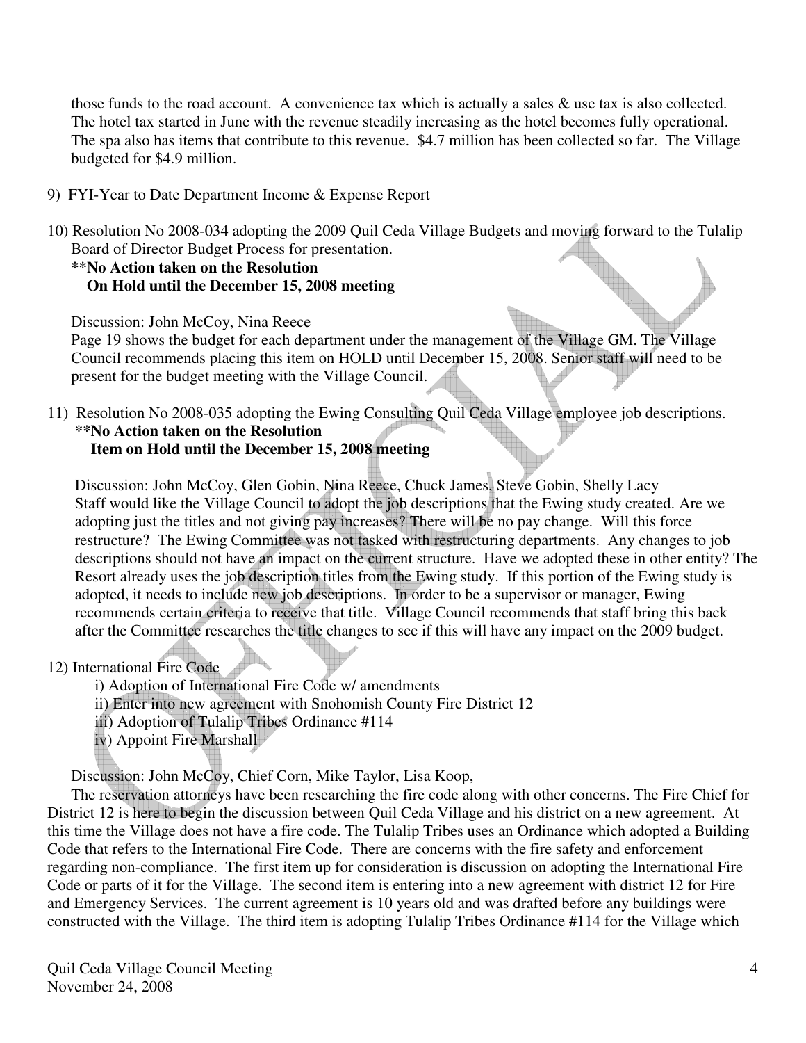those funds to the road account. A convenience tax which is actually a sales & use tax is also collected. The hotel tax started in June with the revenue steadily increasing as the hotel becomes fully operational. The spa also has items that contribute to this revenue. $4.7 million has been collected so far. The Village budgeted for $4.9 million.

9) FYI-Year to Date Department Income & Expense Report

10) Resolution No 2008-034 adopting the 2009 Quil Ceda Village Budgets and moving forward to the Tulalip Board of Director Budget Process for presentation.
**\*\*No Action taken on the Resolution**
**On Hold until the December 15, 2008 meeting**

Discussion: John McCoy, Nina Reece
Page 19 shows the budget for each department under the management of the Village GM. The Village Council recommends placing this item on HOLD until December 15, 2008. Senior staff will need to be present for the budget meeting with the Village Council.

11) Resolution No 2008-035 adopting the Ewing Consulting Quil Ceda Village employee job descriptions.
**\*\*No Action taken on the Resolution**
**Item on Hold until the December 15, 2008 meeting**

Discussion: John McCoy, Glen Gobin, Nina Reece, Chuck James, Steve Gobin, Shelly Lacy
Staff would like the Village Council to adopt the job descriptions that the Ewing study created. Are we adopting just the titles and not giving pay increases? There will be no pay change. Will this force restructure? The Ewing Committee was not tasked with restructuring departments. Any changes to job descriptions should not have an impact on the current structure. Have we adopted these in other entity? The Resort already uses the job description titles from the Ewing study. If this portion of the Ewing study is adopted, it needs to include new job descriptions. In order to be a supervisor or manager, Ewing recommends certain criteria to receive that title. Village Council recommends that staff bring this back after the Committee researches the title changes to see if this will have any impact on the 2009 budget.

12) International Fire Code
   i) Adoption of International Fire Code w/ amendments
   ii) Enter into new agreement with Snohomish County Fire District 12
   iii) Adoption of Tulalip Tribes Ordinance #114
   iv) Appoint Fire Marshall

Discussion: John McCoy, Chief Corn, Mike Taylor, Lisa Koop,
The reservation attorneys have been researching the fire code along with other concerns. The Fire Chief for District 12 is here to begin the discussion between Quil Ceda Village and his district on a new agreement. At this time the Village does not have a fire code. The Tulalip Tribes uses an Ordinance which adopted a Building Code that refers to the International Fire Code. There are concerns with the fire safety and enforcement regarding non-compliance. The first item up for consideration is discussion on adopting the International Fire Code or parts of it for the Village. The second item is entering into a new agreement with district 12 for Fire and Emergency Services. The current agreement is 10 years old and was drafted before any buildings were constructed with the Village. The third item is adopting Tulalip Tribes Ordinance #114 for the Village which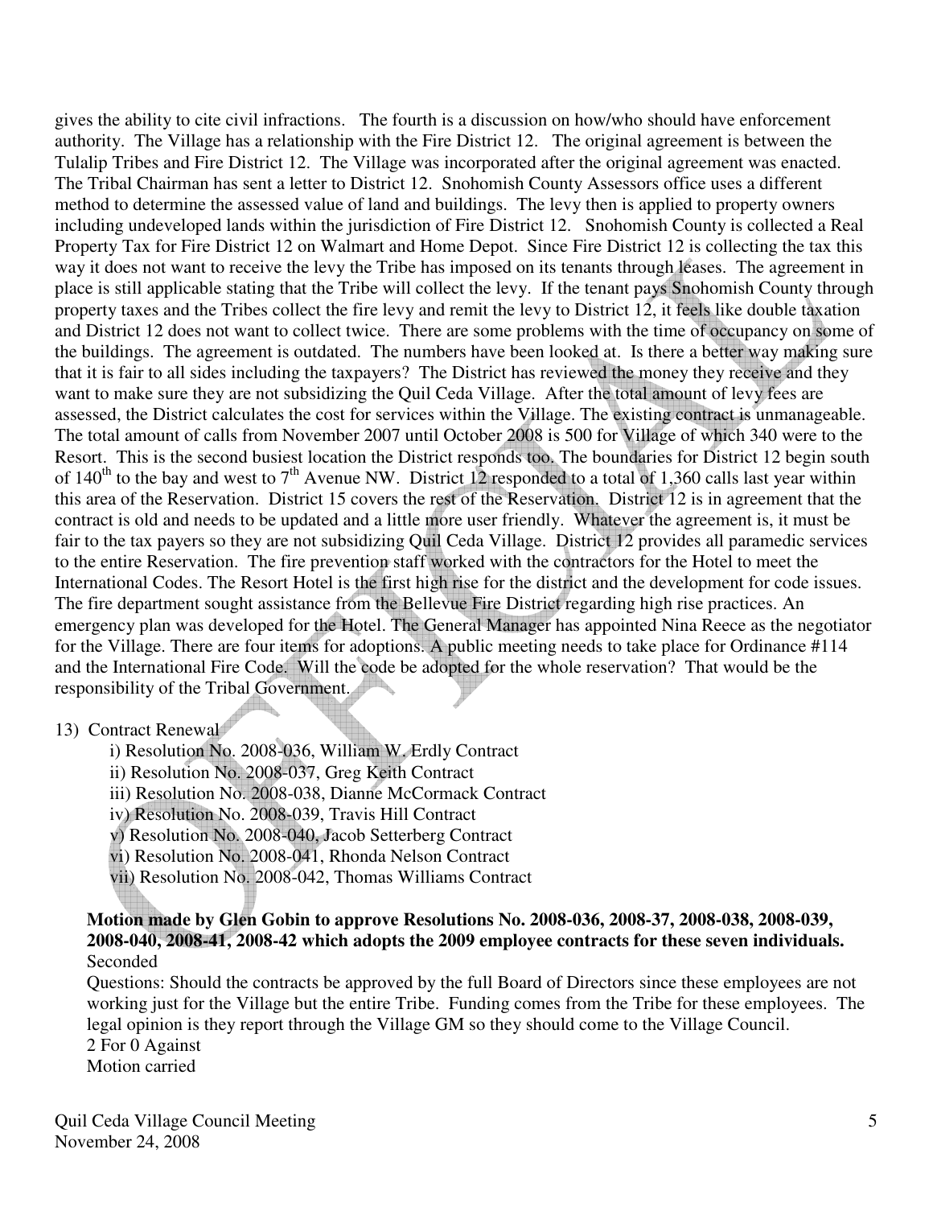gives the ability to cite civil infractions. The fourth is a discussion on how/who should have enforcement authority. The Village has a relationship with the Fire District 12. The original agreement is between the Tulalip Tribes and Fire District 12. The Village was incorporated after the original agreement was enacted. The Tribal Chairman has sent a letter to District 12. Snohomish County Assessors office uses a different method to determine the assessed value of land and buildings. The levy then is applied to property owners including undeveloped lands within the jurisdiction of Fire District 12. Snohomish County is collected a Real Property Tax for Fire District 12 on Walmart and Home Depot. Since Fire District 12 is collecting the tax this way it does not want to receive the levy the Tribe has imposed on its tenants through leases. The agreement in place is still applicable stating that the Tribe will collect the levy. If the tenant pays Snohomish County through property taxes and the Tribes collect the fire levy and remit the levy to District 12, it feels like double taxation and District 12 does not want to collect twice. There are some problems with the time of occupancy on some of the buildings. The agreement is outdated. The numbers have been looked at. Is there a better way making sure that it is fair to all sides including the taxpayers? The District has reviewed the money they receive and they want to make sure they are not subsidizing the Quil Ceda Village. After the total amount of levy fees are assessed, the District calculates the cost for services within the Village. The existing contract is unmanageable. The total amount of calls from November 2007 until October 2008 is 500 for Village of which 340 were to the Resort. This is the second busiest location the District responds too. The boundaries for District 12 begin south of 140th to the bay and west to 7th Avenue NW. District 12 responded to a total of 1,360 calls last year within this area of the Reservation. District 15 covers the rest of the Reservation. District 12 is in agreement that the contract is old and needs to be updated and a little more user friendly. Whatever the agreement is, it must be fair to the tax payers so they are not subsidizing Quil Ceda Village. District 12 provides all paramedic services to the entire Reservation. The fire prevention staff worked with the contractors for the Hotel to meet the International Codes. The Resort Hotel is the first high rise for the district and the development for code issues. The fire department sought assistance from the Bellevue Fire District regarding high rise practices. An emergency plan was developed for the Hotel. The General Manager has appointed Nina Reece as the negotiator for the Village. There are four items for adoptions. A public meeting needs to take place for Ordinance #114 and the International Fire Code. Will the code be adopted for the whole reservation? That would be the responsibility of the Tribal Government.

13) Contract Renewal

i) Resolution No. 2008-036, William W. Erdly Contract
ii) Resolution No. 2008-037, Greg Keith Contract
iii) Resolution No. 2008-038, Dianne McCormack Contract
iv) Resolution No. 2008-039, Travis Hill Contract
v) Resolution No. 2008-040, Jacob Setterberg Contract
vi) Resolution No. 2008-041, Rhonda Nelson Contract
vii) Resolution No. 2008-042, Thomas Williams Contract

**Motion made by Glen Gobin to approve Resolutions No. 2008-036, 2008-37, 2008-038, 2008-039, 2008-040, 2008-41, 2008-42 which adopts the 2009 employee contracts for these seven individuals.**
Seconded
Questions: Should the contracts be approved by the full Board of Directors since these employees are not working just for the Village but the entire Tribe. Funding comes from the Tribe for these employees. The legal opinion is they report through the Village GM so they should come to the Village Council.
2 For 0 Against
Motion carried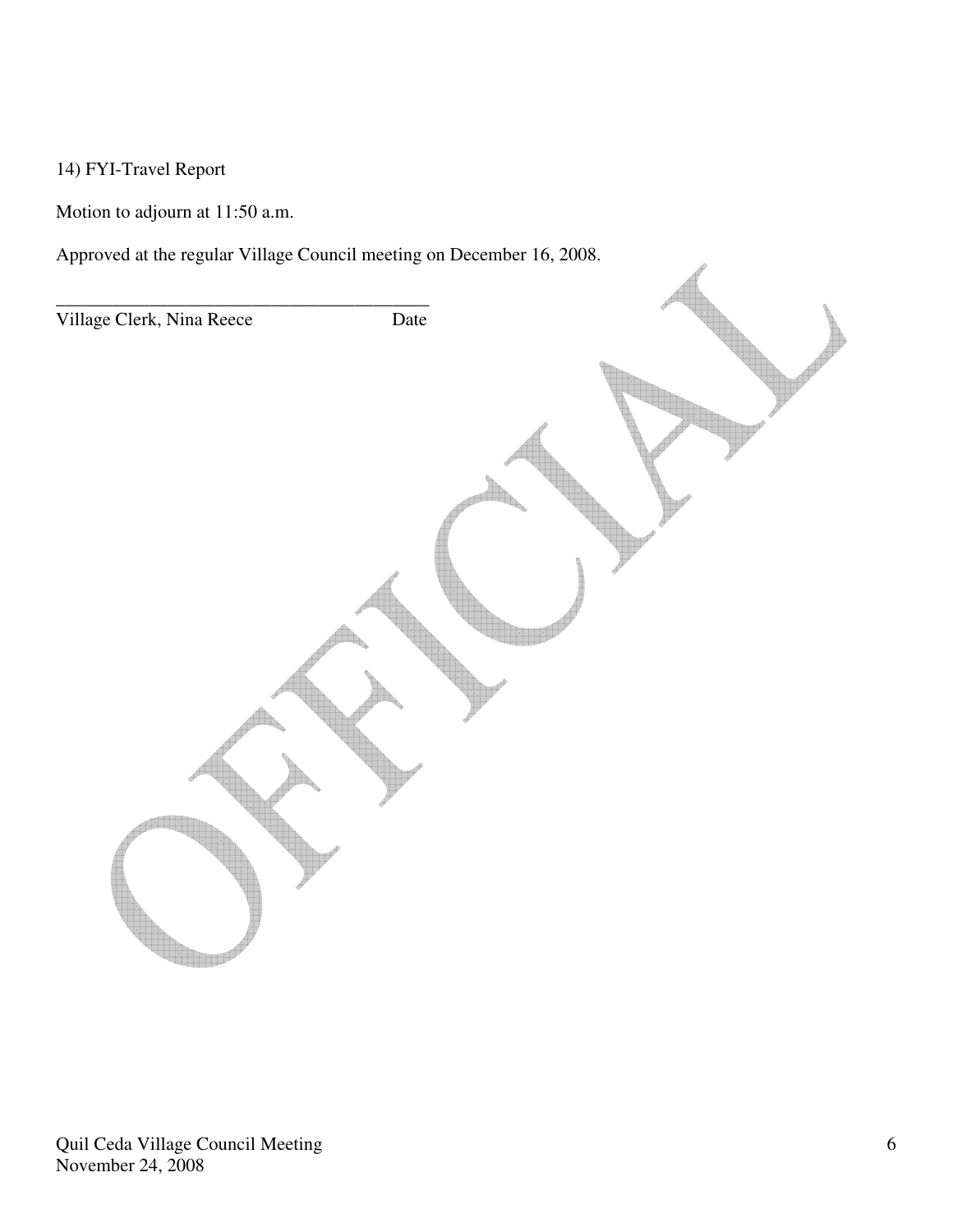14) FYI-Travel Report

Motion to adjourn at 11:50 a.m.

Approved at the regular Village Council meeting on December 16, 2008.

\_\_\_\_\_\_\_\_\_\_\_\_\_\_\_\_\_\_\_\_\_\_\_\_\_\_\_\_\_\_\_\_\_\_\_\_\_\_\_\_\_\_

Village Clerk, Nina Reece Date

OFFICIAL